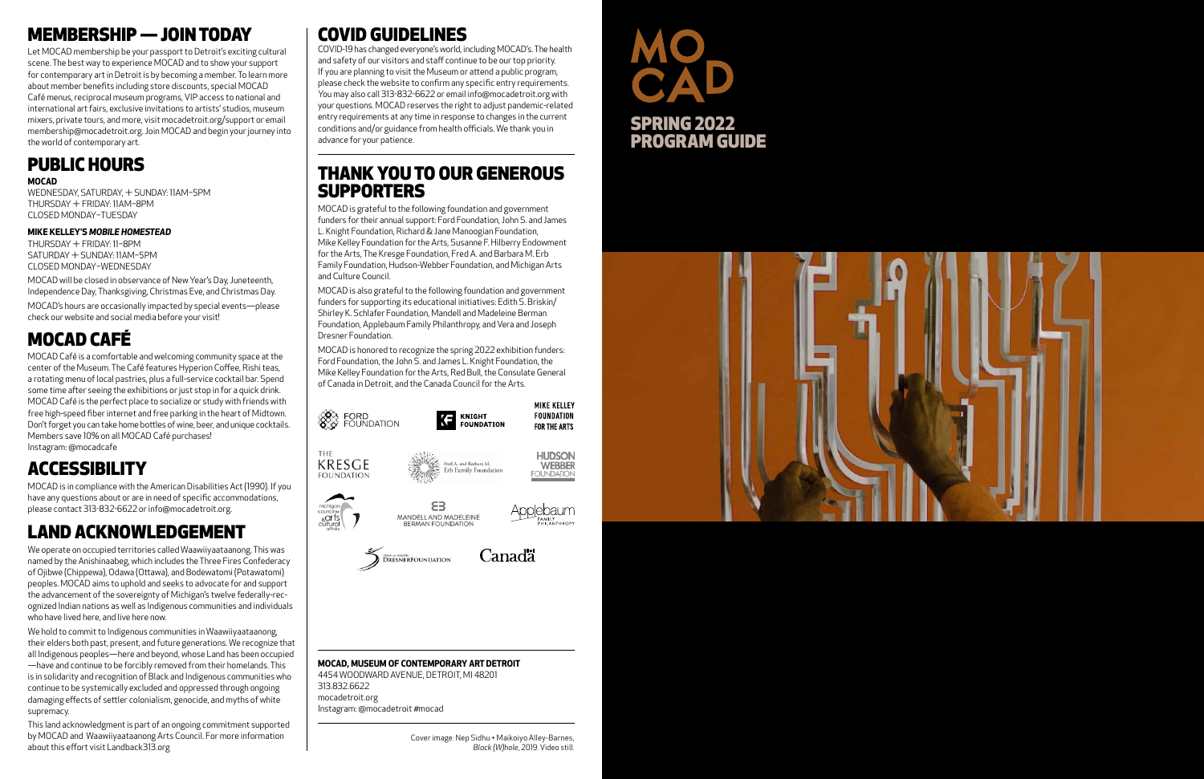## MEMBERSHIP — JOIN TODAY

Let MOCAD membership be your passport to Detroit's exciting cultural scene. The best way to experience MOCAD and to show your support for contemporary art in Detroit is by becoming a member. To learn more about member benefits including store discounts, special MOCAD Café menus, reciprocal museum programs, VIP access to national and international art fairs, exclusive invitations to artists' studios, museum mixers, private tours, and more, visit mocadetroit.org/support or email membership@mocadetroit.org. Join MOCAD and begin your journey into the world of contemporary art.

## PUBLIC HOURS

**MOCAD**

WEDNESDAY, SATURDAY, + SUNDAY: 11AM–5PM
THURSDAY + FRIDAY: 11AM–8PM
CLOSED MONDAY–TUESDAY

**MIKE KELLEY'S *MOBILE HOMESTEAD***

THURSDAY + FRIDAY: 11–8PM
SATURDAY + SUNDAY: 11AM–5PM
CLOSED MONDAY–WEDNESDAY

MOCAD will be closed in observance of New Year's Day, Juneteenth, Independence Day, Thanksgiving, Christmas Eve, and Christmas Day.

MOCAD's hours are occasionally impacted by special events—please check our website and social media before your visit!

## MOCAD CAFÉ

MOCAD Café is a comfortable and welcoming community space at the center of the Museum. The Café features Hyperion Coffee, Rishi teas, a rotating menu of local pastries, plus a full-service cocktail bar. Spend some time after seeing the exhibitions or just stop in for a quick drink. MOCAD Café is the perfect place to socialize or study with friends with free high-speed fiber internet and free parking in the heart of Midtown. Don't forget you can take home bottles of wine, beer, and unique cocktails. Members save 10% on all MOCAD Café purchases!
Instagram: @mocadcafe

## ACCESSIBILITY

MOCAD is in compliance with the American Disabilities Act (1990). If you have any questions about or are in need of specific accommodations, please contact 313-832-6622 or info@mocadetroit.org.

## LAND ACKNOWLEDGEMENT

We operate on occupied territories called Waawiiyaataanong. This was named by the Anishinaabeg, which includes the Three Fires Confederacy of Ojibwe (Chippewa), Odawa (Ottawa), and Bodewatomi (Potawatomi) peoples. MOCAD aims to uphold and seeks to advocate for and support the advancement of the sovereignty of Michigan's twelve federally-recognized Indian nations as well as Indigenous communities and individuals who have lived here, and live here now.

We hold to commit to Indigenous communities in Waawiiyaataanong, their elders both past, present, and future generations. We recognize that all Indigenous peoples—here and beyond, whose Land has been occupied—have and continue to be forcibly removed from their homelands. This is in solidarity and recognition of Black and Indigenous communities who continue to be systemically excluded and oppressed through ongoing damaging effects of settler colonialism, genocide, and myths of white supremacy.

This land acknowledgment is part of an ongoing commitment supported by MOCAD and Waawiiyaataanong Arts Council. For more information about this effort visit Landback313.org

## COVID GUIDELINES

COVID-19 has changed everyone's world, including MOCAD's. The health and safety of our visitors and staff continue to be our top priority. If you are planning to visit the Museum or attend a public program, please check the website to confirm any specific entry requirements. You may also call 313-832-6622 or email info@mocadetroit.org with your questions. MOCAD reserves the right to adjust pandemic-related entry requirements at any time in response to changes in the current conditions and/or guidance from health officials. We thank you in advance for your patience.

## THANK YOU TO OUR GENEROUS SUPPORTERS

MOCAD is grateful to the following foundation and government funders for their annual support: Ford Foundation, John S. and James L. Knight Foundation, Richard & Jane Manoogian Foundation, Mike Kelley Foundation for the Arts, Susanne F. Hilberry Endowment for the Arts, The Kresge Foundation, Fred A. and Barbara M. Erb Family Foundation, Hudson-Webber Foundation, and Michigan Arts and Culture Council.

MOCAD is also grateful to the following foundation and government funders for supporting its educational initiatives: Edith S. Briskin/Shirley K. Schlafer Foundation, Mandell and Madeleine Berman Foundation, Applebaum Family Philanthropy, and Vera and Joseph Dresner Foundation.

MOCAD is honored to recognize the spring 2022 exhibition funders: Ford Foundation, the John S. and James L. Knight Foundation, the Mike Kelley Foundation for the Arts, Red Bull, the Consulate General of Canada in Detroit, and the Canada Council for the Arts.

FORD FOUNDATION · KNIGHT FOUNDATION · MIKE KELLEY FOUNDATION FOR THE ARTS · THE KRESGE FOUNDATION · Fred A. and Barbara M. Erb Family Foundation · HUDSON WEBBER FOUNDATION · michigan council for arts and cultural affairs · MANDELL AND MADELEINE BERMAN FOUNDATION · Applebaum FAMILY PHILANTHROPY · VERA and JOSEPH DRESNER FOUNDATION · Canada

**MOCAD, MUSEUM OF CONTEMPORARY ART DETROIT**

4454 WOODWARD AVENUE, DETROIT, MI 48201
313.832.6622
mocadetroit.org
Instagram: @mocadetroit #mocad

Cover image: Nep Sidhu + Maikoiyo Alley-Barnes, *Black (W)hole*, 2019. Video still.

# MOCAD

## SPRING 2022 PROGRAM GUIDE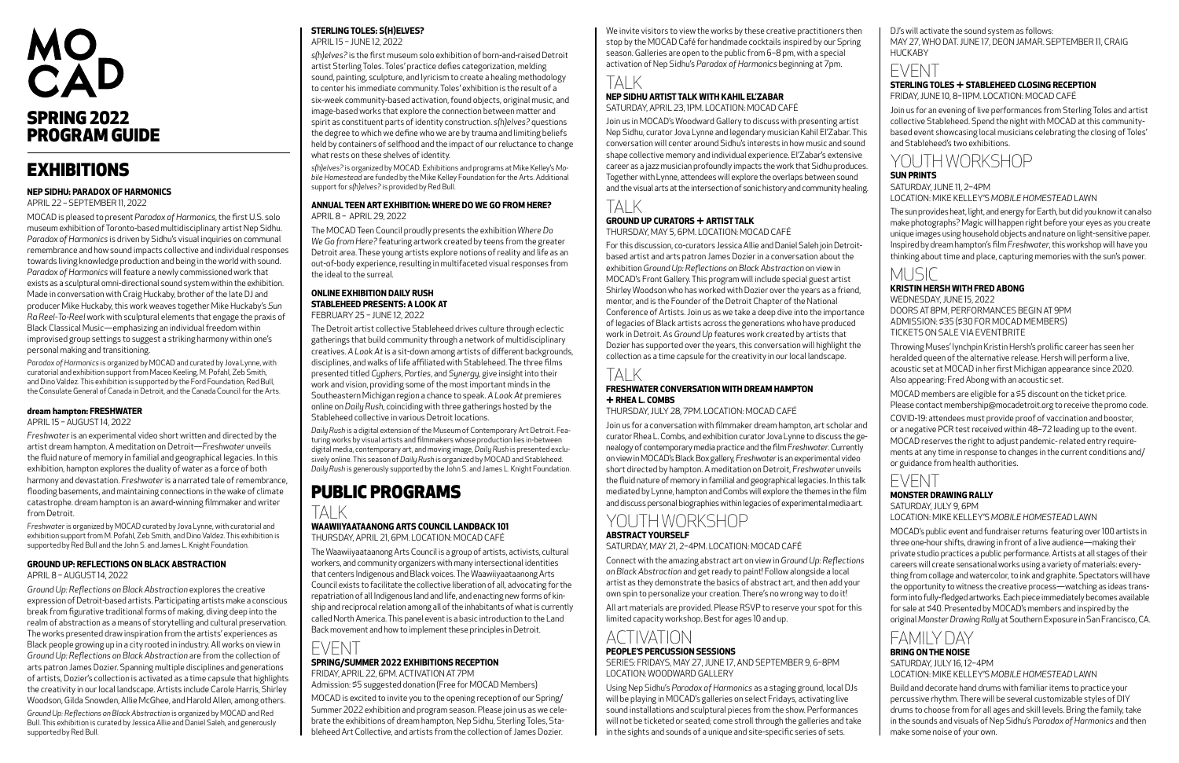# MOCAD

# SPRING 2022 PROGRAM GUIDE

## EXHIBITIONS

### NEP SIDHU: PARADOX OF HARMONICS

APRIL 22 – SEPTEMBER 11, 2022

MOCAD is pleased to present *Paradox of Harmonics*, the first U.S. solo museum exhibition of Toronto-based multidisciplinary artist Nep Sidhu. *Paradox of Harmonics* is driven by Sidhu's visual inquiries on communal remembrance and how sound impacts collective and individual responses towards living knowledge production and being in the world with sound. *Paradox of Harmonics* will feature a newly commissioned work that exists as a sculptural omni-directional sound system within the exhibition. Made in conversation with Craig Huckaby, brother of the late DJ and producer Mike Huckaby, this work weaves together Mike Huckaby's *Sun Ra Reel-To-Reel* work with sculptural elements that engage the praxis of Black Classical Music—emphasizing an individual freedom within improvised group settings to suggest a striking harmony within one's personal making and transitioning.

*Paradox of Harmonics* is organized by MOCAD and curated by Jova Lynne, with curatorial and exhibition support from Maceo Keeling, M. Pofahl, Zeb Smith, and Dino Valdez. This exhibition is supported by the Ford Foundation, Red Bull, the Consulate General of Canada in Detroit, and the Canada Council for the Arts.

### dream hampton: FRESHWATER

APRIL 15 – AUGUST 14, 2022

*Freshwater* is an experimental video short written and directed by the artist dream hampton. A meditation on Detroit—*Freshwater* unveils the fluid nature of memory in familial and geographical legacies. In this exhibition, hampton explores the duality of water as a force of both harmony and devastation. *Freshwater* is a narrated tale of remembrance, flooding basements, and maintaining connections in the wake of climate catastrophe. dream hampton is an award-winning filmmaker and writer from Detroit.

*Freshwater* is organized by MOCAD curated by Jova Lynne, with curatorial and exhibition support from M. Pofahl, Zeb Smith, and Dino Valdez. This exhibition is supported by Red Bull and the John S. and James L. Knight Foundation.

### GROUND UP: REFLECTIONS ON BLACK ABSTRACTION

APRIL 8 – AUGUST 14, 2022

*Ground Up: Reflections on Black Abstraction* explores the creative expression of Detroit-based artists. Participating artists make a conscious break from figurative traditional forms of making, diving deep into the realm of abstraction as a means of storytelling and cultural preservation. The works presented draw inspiration from the artists' experiences as Black people growing up in a city rooted in industry. All works on view in *Ground Up: Reflections on Black Abstraction* are from the collection of arts patron James Dozier. Spanning multiple disciplines and generations of artists, Dozier's collection is activated as a time capsule that highlights the creativity in our local landscape. Artists include Carole Harris, Shirley Woodson, Gilda Snowden, Allie McGhee, and Harold Allen, among others.

*Ground Up: Reflections on Black Abstraction* is organized by MOCAD and Red Bull. This exhibition is curated by Jessica Allie and Daniel Saleh, and generously supported by Red Bull.

### STERLING TOLES: S(H)ELVES?

APRIL 15 – JUNE 12, 2022

*s(h)elves?* is the first museum solo exhibition of born-and-raised Detroit artist Sterling Toles. Toles' practice defies categorization, melding sound, painting, sculpture, and lyricism to create a healing methodology to center his immediate community. Toles' exhibition is the result of a six-week community-based activation, found objects, original music, and image-based works that explore the connection between matter and spirit as constituent parts of identity construction. *s(h)elves?* questions the degree to which we define who we are by trauma and limiting beliefs held by containers of selfhood and the impact of our reluctance to change what rests on these shelves of identity.

*s(h)elves?* is organized by MOCAD. Exhibitions and programs at Mike Kelley's *Mobile Homestead* are funded by the Mike Kelley Foundation for the Arts. Additional support for *s(h)elves?* is provided by Red Bull.

### ANNUAL TEEN ART EXHIBITION: WHERE DO WE GO FROM HERE?

APRIL 8 – APRIL 29, 2022

The MOCAD Teen Council proudly presents the exhibition *Where Do We Go from Here?* featuring artwork created by teens from the greater Detroit area. These young artists explore notions of reality and life as an out-of-body experience, resulting in multifaceted visual responses from the ideal to the surreal.

### ONLINE EXHIBITION DAILY RUSH STABLEHEED PRESENTS: A LOOK AT

FEBRUARY 25 – JUNE 12, 2022

The Detroit artist collective Stableheed drives culture through eclectic gatherings that build community through a network of multidisciplinary creatives. *A Look At* is a sit-down among artists of different backgrounds, disciplines, and walks of life affiliated with Stableheed. The three films presented titled *Cyphers*, *Parties*, and *Synergy*, give insight into their work and vision, providing some of the most important minds in the Southeastern Michigan region a chance to speak. *A Look At* premieres online on *Daily Rush*, coinciding with three gatherings hosted by the Stableheed collective in various Detroit locations.

*Daily Rush* is a digital extension of the Museum of Contemporary Art Detroit. Featuring works by visual artists and filmmakers whose production lies in-between digital media, contemporary art, and moving image, *Daily Rush* is presented exclusively online. This season of *Daily Rush* is organized by MOCAD and Stableheed. *Daily Rush* is generously supported by the John S. and James L. Knight Foundation.

## PUBLIC PROGRAMS

### TALK

#### WAAWIIYAATAANONG ARTS COUNCIL LANDBACK 101

THURSDAY, APRIL 21, 6PM. LOCATION: MOCAD CAFÉ

The Waawiiyaataanong Arts Council is a group of artists, activists, cultural workers, and community organizers with many intersectional identities that centers Indigenous and Black voices. The Waawiiyaataanong Arts Council exists to facilitate the collective liberation of all, advocating for the repatriation of all Indigenous land and life, and enacting new forms of kinship and reciprocal relation among all of the inhabitants of what is currently called North America. This panel event is a basic introduction to the Land Back movement and how to implement these principles in Detroit.

### EVENT

#### SPRING/SUMMER 2022 EXHIBITIONS RECEPTION

FRIDAY, APRIL 22, 6PM. ACTIVATION AT 7PM

Admission: $5 suggested donation (Free for MOCAD Members)

MOCAD is excited to invite you to the opening reception of our Spring/Summer 2022 exhibition and program season. Please join us as we celebrate the exhibitions of dream hampton, Nep Sidhu, Sterling Toles, Stableheed Art Collective, and artists from the collection of James Dozier.

We invite visitors to view the works by these creative practitioners then stop by the MOCAD Café for handmade cocktails inspired by our Spring season. Galleries are open to the public from 6–8 pm, with a special activation of Nep Sidhu's *Paradox of Harmonics* beginning at 7pm.

### TALK

#### NEP SIDHU ARTIST TALK WITH KAHIL EL'ZABAR

SATURDAY, APRIL 23, 1PM. LOCATION: MOCAD CAFÉ

Join us in MOCAD's Woodward Gallery to discuss with presenting artist Nep Sidhu, curator Jova Lynne and legendary musician Kahil El'Zabar. This conversation will center around Sidhu's interests in how music and sound shape collective memory and individual experience. El'Zabar's extensive career as a jazz musician profoundly impacts the work that Sidhu produces. Together with Lynne, attendees will explore the overlaps between sound and the visual arts at the intersection of sonic history and community healing.

### TALK

#### GROUND UP CURATORS + ARTIST TALK

THURSDAY, MAY 5, 6PM. LOCATION: MOCAD CAFÉ

For this discussion, co-curators Jessica Allie and Daniel Saleh join Detroit-based artist and arts patron James Dozier in a conversation about the exhibition *Ground Up: Reflections on Black Abstraction* on view in MOCAD's Front Gallery. This program will include special guest artist Shirley Woodson who has worked with Dozier over the years as a friend, mentor, and is the Founder of the Detroit Chapter of the National Conference of Artists. Join us as we take a deep dive into the importance of legacies of Black artists across the generations who have produced work in Detroit. As *Ground Up* features work created by artists that Dozier has supported over the years, this conversation will highlight the collection as a time capsule for the creativity in our local landscape.

### TALK

#### FRESHWATER CONVERSATION WITH DREAM HAMPTON + RHEA L. COMBS

THURSDAY, JULY 28, 7PM. LOCATION: MOCAD CAFÉ

Join us for a conversation with filmmaker dream hampton, art scholar and curator Rhea L. Combs, and exhibition curator Jova Lynne to discuss the genealogy of contemporary media practice and the film *Freshwater*. Currently on view in MOCAD's Black Box gallery, *Freshwater* is an experimental video short directed by hampton. A meditation on Detroit, *Freshwater* unveils the fluid nature of memory in familial and geographical legacies. In this talk mediated by Lynne, hampton and Combs will explore the themes in the film and discuss personal biographies within legacies of experimental media art.

### YOUTH WORKSHOP

#### ABSTRACT YOURSELF

SATURDAY, MAY 21, 2–4PM. LOCATION: MOCAD CAFÉ

Connect with the amazing abstract art on view in *Ground Up: Reflections on Black Abstraction* and get ready to paint! Follow alongside a local artist as they demonstrate the basics of abstract art, and then add your own spin to personalize your creation. There's no wrong way to do it!

All art materials are provided. Please RSVP to reserve your spot for this limited capacity workshop. Best for ages 10 and up.

### ACTIVATION

#### PEOPLE'S PERCUSSION SESSIONS

SERIES: FRIDAYS, MAY 27, JUNE 17, AND SEPTEMBER 9, 6–8PM
LOCATION: WOODWARD GALLERY

Using Nep Sidhu's *Paradox of Harmonics* as a staging ground, local DJs will be playing in MOCAD's galleries on select Fridays, activating live sound installations and sculptural pieces from the show. Performances will not be ticketed or seated; come stroll through the galleries and take in the sights and sounds of a unique and site-specific series of sets.

DJ's will activate the sound system as follows:
MAY 27, WHO DAT. JUNE 17, DEON JAMAR. SEPTEMBER 11, CRAIG HUCKABY

### EVENT

#### STERLING TOLES + STABLEHEED CLOSING RECEPTION

FRIDAY, JUNE 10, 8–11PM. LOCATION: MOCAD CAFÉ

Join us for an evening of live performances from Sterling Toles and artist collective Stableheed. Spend the night with MOCAD at this community-based event showcasing local musicians celebrating the closing of Toles' and Stableheed's two exhibitions.

### YOUTH WORKSHOP

#### SUN PRINTS

SATURDAY, JUNE 11, 2–4PM
LOCATION: MIKE KELLEY'S *MOBILE HOMESTEAD* LAWN

The sun provides heat, light, and energy for Earth, but did you know it can also make photographs? Magic will happen right before your eyes as you create unique images using household objects and nature on light-sensitive paper. Inspired by dream hampton's film *Freshwater*, this workshop will have you thinking about time and place, capturing memories with the sun's power.

### MUSIC

#### KRISTIN HERSH WITH FRED ABONG

WEDNESDAY, JUNE 15, 2022
DOORS AT 8PM, PERFORMANCES BEGIN AT 9PM
ADMISSION: $35 ($30 FOR MOCAD MEMBERS)
TICKETS ON SALE VIA EVENTBRITE

Throwing Muses' lynchpin Kristin Hersh's prolific career has seen her heralded queen of the alternative release. Hersh will perform a live, acoustic set at MOCAD in her first Michigan appearance since 2020. Also appearing: Fred Abong with an acoustic set.

MOCAD members are eligible for a $5 discount on the ticket price. Please contact membership@mocadetroit.org to receive the promo code.

COVID-19: attendees must provide proof of vaccination and booster, or a negative PCR test received within 48–72 leading up to the event. MOCAD reserves the right to adjust pandemic-related entry requirements at any time in response to changes in the current conditions and/or guidance from health authorities.

### EVENT

#### MONSTER DRAWING RALLY

SATURDAY, JULY 9, 6PM
LOCATION: MIKE KELLEY'S *MOBILE HOMESTEAD* LAWN

MOCAD's public event and fundraiser returns featuring over 100 artists in three one-hour shifts, drawing in front of a live audience—making their private studio practices a public performance. Artists at all stages of their careers will create sensational works using a variety of materials: everything from collage and watercolor, to ink and graphite. Spectators will have the opportunity to witness the creative process—watching as ideas transform into fully-fledged artworks. Each piece immediately becomes available for sale at $40. Presented by MOCAD's members and inspired by the original *Monster Drawing Rally* at Southern Exposure in San Francisco, CA.

### FAMILY DAY

#### BRING ON THE NOISE

SATURDAY, JULY 16, 12–4PM
LOCATION: MIKE KELLEY'S *MOBILE HOMESTEAD* LAWN

Build and decorate hand drums with familiar items to practice your percussive rhythm. There will be several customizable styles of DIY drums to choose from for all ages and skill levels. Bring the family, take in the sounds and visuals of Nep Sidhu's *Paradox of Harmonics* and then make some noise of your own.